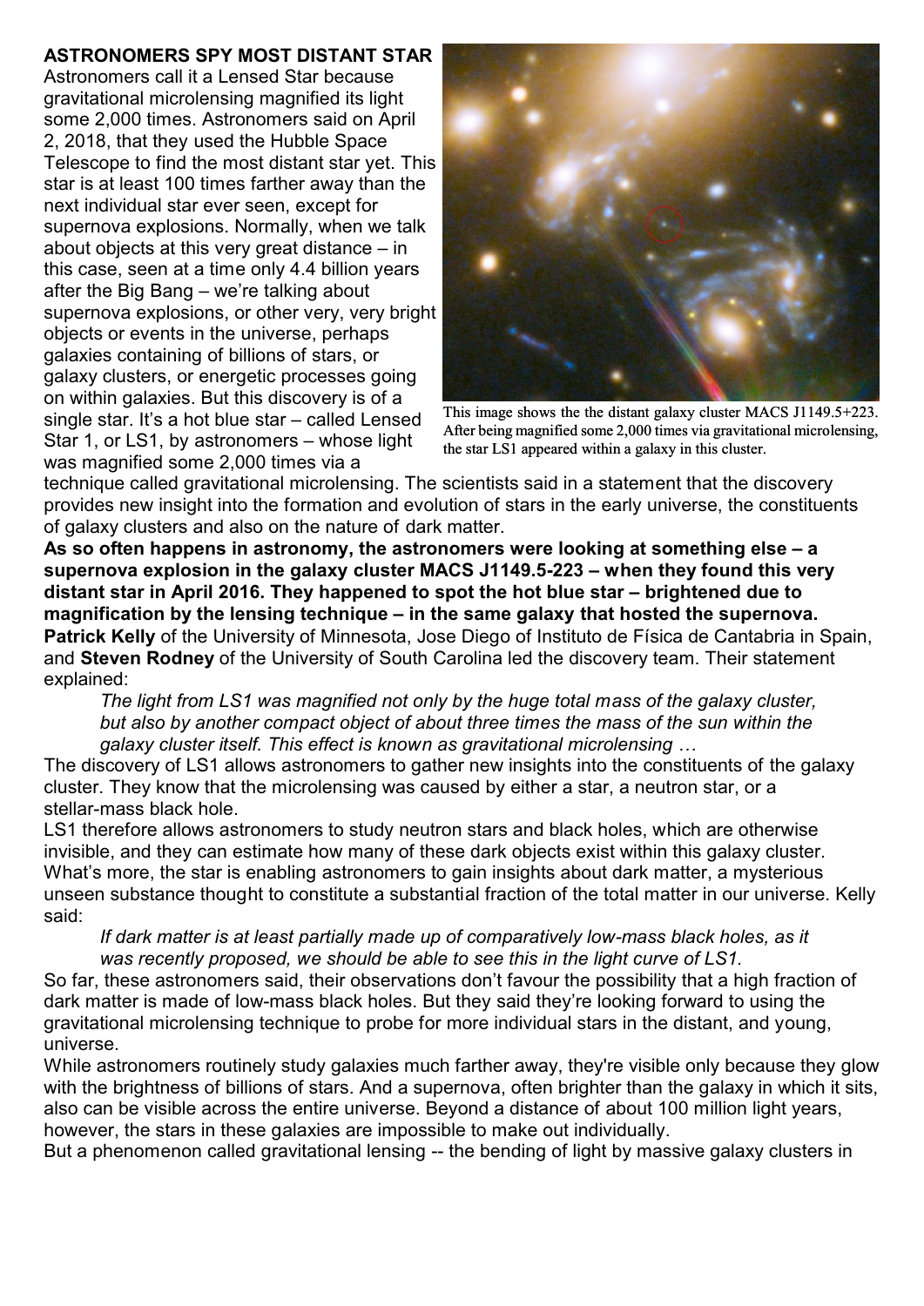**ASTRONOMERS SPY MOST DISTANT STAR**

Astronomers call it a Lensed Star because gravitational microlensing magnified its light some 2,000 times. Astronomers said on April 2, 2018, that they used the Hubble Space Telescope to find the most distant star yet. This star is at least 100 times farther away than the next individual star ever seen, except for supernova explosions. Normally, when we talk about objects at this very great distance – in this case, seen at a time only 4.4 billion years after the Big Bang – we're talking about supernova explosions, or other very, very bright objects or events in the universe, perhaps galaxies containing of billions of stars, or galaxy clusters, or energetic processes going on within galaxies. But this discovery is of a single star. It's a hot blue star – called Lensed Star 1, or LS1, by astronomers – whose light was magnified some 2,000 times via a technique called gravitational microlensing. The scientists said in a statement that the discovery provides new insight into the formation and evolution of stars in the early universe, the constituents of galaxy clusters and also on the nature of dark matter.

This image shows the the distant galaxy cluster MACS J1149.5+223. After being magnified some 2,000 times via gravitational microlensing, the star LS1 appeared within a galaxy in this cluster.

**As so often happens in astronomy, the astronomers were looking at something else – a supernova explosion in the galaxy cluster MACS J1149.5-223 – when they found this very distant star in April 2016. They happened to spot the hot blue star – brightened due to magnification by the lensing technique – in the same galaxy that hosted the supernova.**

**Patrick Kelly** of the University of Minnesota, Jose Diego of Instituto de Física de Cantabria in Spain, and **Steven Rodney** of the University of South Carolina led the discovery team. Their statement explained:

> *The light from LS1 was magnified not only by the huge total mass of the galaxy cluster, but also by another compact object of about three times the mass of the sun within the galaxy cluster itself. This effect is known as gravitational microlensing …*

The discovery of LS1 allows astronomers to gather new insights into the constituents of the galaxy cluster. They know that the microlensing was caused by either a star, a neutron star, or a stellar-mass black hole.

LS1 therefore allows astronomers to study neutron stars and black holes, which are otherwise invisible, and they can estimate how many of these dark objects exist within this galaxy cluster. What's more, the star is enabling astronomers to gain insights about dark matter, a mysterious unseen substance thought to constitute a substantial fraction of the total matter in our universe. Kelly said:

> *If dark matter is at least partially made up of comparatively low-mass black holes, as it was recently proposed, we should be able to see this in the light curve of LS1.*

So far, these astronomers said, their observations don't favour the possibility that a high fraction of dark matter is made of low-mass black holes. But they said they're looking forward to using the gravitational microlensing technique to probe for more individual stars in the distant, and young, universe.

While astronomers routinely study galaxies much farther away, they're visible only because they glow with the brightness of billions of stars. And a supernova, often brighter than the galaxy in which it sits, also can be visible across the entire universe. Beyond a distance of about 100 million light years, however, the stars in these galaxies are impossible to make out individually.

But a phenomenon called gravitational lensing -- the bending of light by massive galaxy clusters in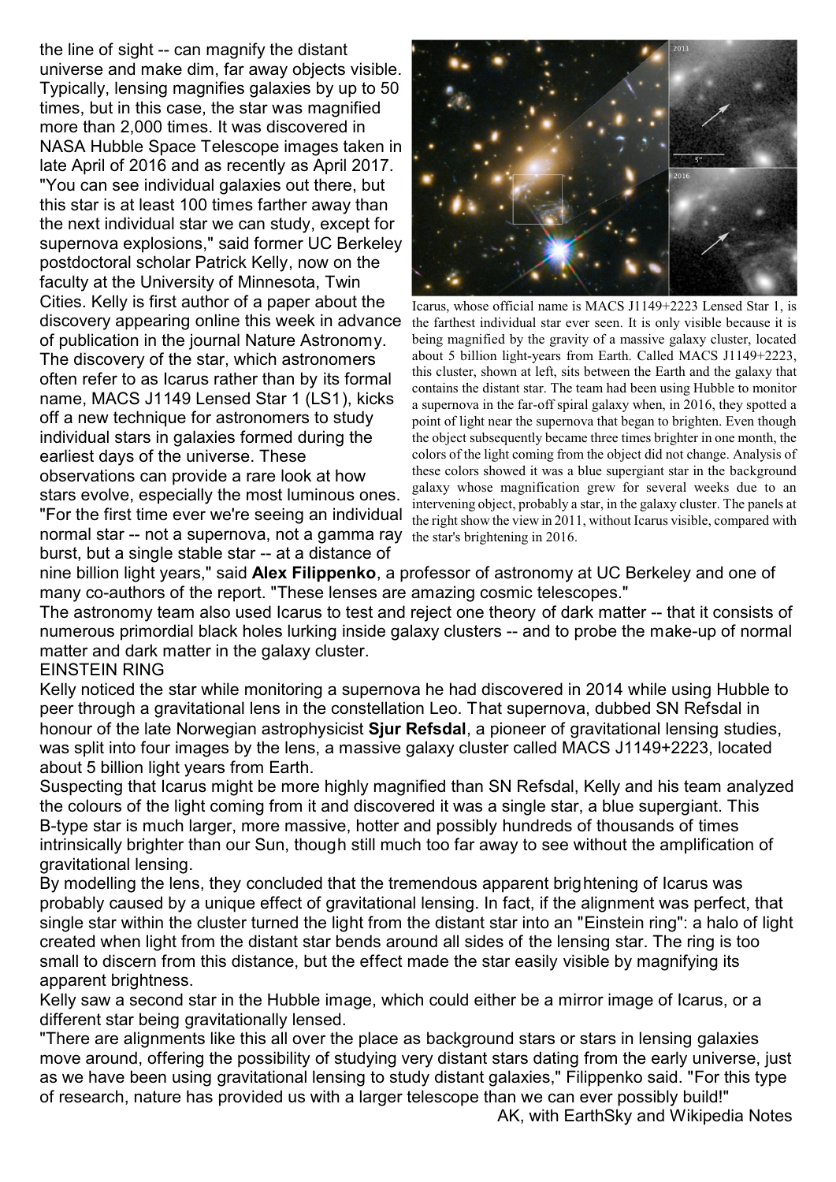the line of sight -- can magnify the distant universe and make dim, far away objects visible. Typically, lensing magnifies galaxies by up to 50 times, but in this case, the star was magnified more than 2,000 times. It was discovered in NASA Hubble Space Telescope images taken in late April of 2016 and as recently as April 2017. "You can see individual galaxies out there, but this star is at least 100 times farther away than the next individual star we can study, except for supernova explosions," said former UC Berkeley postdoctoral scholar Patrick Kelly, now on the faculty at the University of Minnesota, Twin Cities. Kelly is first author of a paper about the discovery appearing online this week in advance of publication in the journal Nature Astronomy. The discovery of the star, which astronomers often refer to as Icarus rather than by its formal name, MACS J1149 Lensed Star 1 (LS1), kicks off a new technique for astronomers to study individual stars in galaxies formed during the earliest days of the universe. These observations can provide a rare look at how stars evolve, especially the most luminous ones. "For the first time ever we're seeing an individual normal star -- not a supernova, not a gamma ray burst, but a single stable star -- at a distance of nine billion light years," said **Alex Filippenko**, a professor of astronomy at UC Berkeley and one of many co-authors of the report. "These lenses are amazing cosmic telescopes."

Icarus, whose official name is MACS J1149+2223 Lensed Star 1, is the farthest individual star ever seen. It is only visible because it is being magnified by the gravity of a massive galaxy cluster, located about 5 billion light-years from Earth. Called MACS J1149+2223, this cluster, shown at left, sits between the Earth and the galaxy that contains the distant star. The team had been using Hubble to monitor a supernova in the far-off spiral galaxy when, in 2016, they spotted a point of light near the supernova that began to brighten. Even though the object subsequently became three times brighter in one month, the colors of the light coming from the object did not change. Analysis of these colors showed it was a blue supergiant star in the background galaxy whose magnification grew for several weeks due to an intervening object, probably a star, in the galaxy cluster. The panels at the right show the view in 2011, without Icarus visible, compared with the star's brightening in 2016.

The astronomy team also used Icarus to test and reject one theory of dark matter -- that it consists of numerous primordial black holes lurking inside galaxy clusters -- and to probe the make-up of normal matter and dark matter in the galaxy cluster.

## EINSTEIN RING

Kelly noticed the star while monitoring a supernova he had discovered in 2014 while using Hubble to peer through a gravitational lens in the constellation Leo. That supernova, dubbed SN Refsdal in honour of the late Norwegian astrophysicist **Sjur Refsdal**, a pioneer of gravitational lensing studies, was split into four images by the lens, a massive galaxy cluster called MACS J1149+2223, located about 5 billion light years from Earth.

Suspecting that Icarus might be more highly magnified than SN Refsdal, Kelly and his team analyzed the colours of the light coming from it and discovered it was a single star, a blue supergiant. This B-type star is much larger, more massive, hotter and possibly hundreds of thousands of times intrinsically brighter than our Sun, though still much too far away to see without the amplification of gravitational lensing.

By modelling the lens, they concluded that the tremendous apparent brightening of Icarus was probably caused by a unique effect of gravitational lensing. In fact, if the alignment was perfect, that single star within the cluster turned the light from the distant star into an "Einstein ring": a halo of light created when light from the distant star bends around all sides of the lensing star. The ring is too small to discern from this distance, but the effect made the star easily visible by magnifying its apparent brightness.

Kelly saw a second star in the Hubble image, which could either be a mirror image of Icarus, or a different star being gravitationally lensed.

"There are alignments like this all over the place as background stars or stars in lensing galaxies move around, offering the possibility of studying very distant stars dating from the early universe, just as we have been using gravitational lensing to study distant galaxies," Filippenko said. "For this type of research, nature has provided us with a larger telescope than we can ever possibly build!"

AK, with EarthSky and Wikipedia Notes